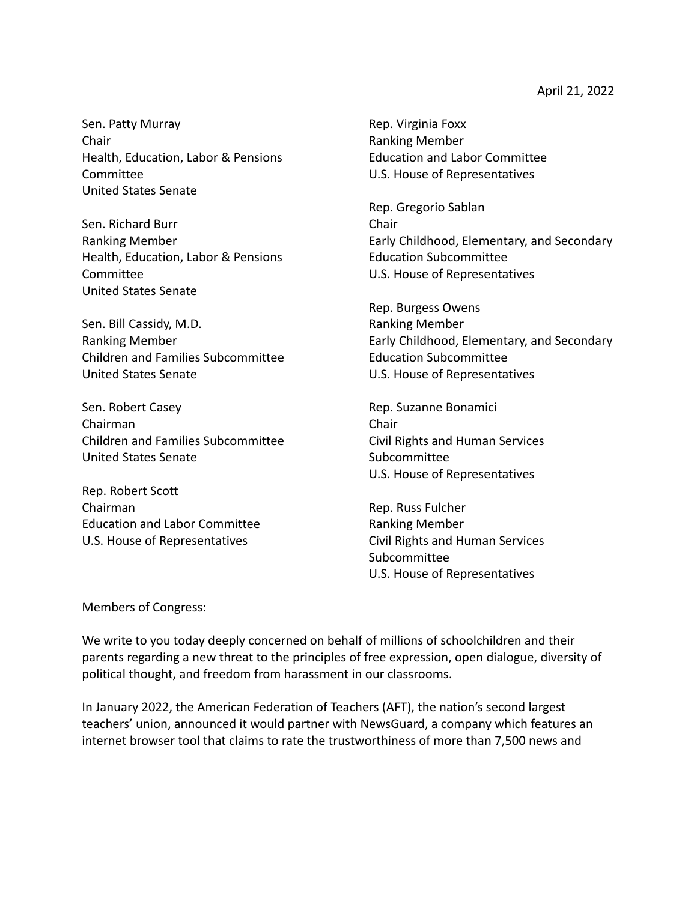April 21, 2022

Sen. Patty Murray
Chair
Health, Education, Labor & Pensions Committee
United States Senate

Sen. Richard Burr
Ranking Member
Health, Education, Labor & Pensions Committee
United States Senate

Sen. Bill Cassidy, M.D.
Ranking Member
Children and Families Subcommittee
United States Senate

Sen. Robert Casey
Chairman
Children and Families Subcommittee
United States Senate

Rep. Robert Scott
Chairman
Education and Labor Committee
U.S. House of Representatives

Rep. Virginia Foxx
Ranking Member
Education and Labor Committee
U.S. House of Representatives

Rep. Gregorio Sablan
Chair
Early Childhood, Elementary, and Secondary Education Subcommittee
U.S. House of Representatives

Rep. Burgess Owens
Ranking Member
Early Childhood, Elementary, and Secondary Education Subcommittee
U.S. House of Representatives

Rep. Suzanne Bonamici
Chair
Civil Rights and Human Services Subcommittee
U.S. House of Representatives

Rep. Russ Fulcher
Ranking Member
Civil Rights and Human Services Subcommittee
U.S. House of Representatives

Members of Congress:

We write to you today deeply concerned on behalf of millions of schoolchildren and their parents regarding a new threat to the principles of free expression, open dialogue, diversity of political thought, and freedom from harassment in our classrooms.

In January 2022, the American Federation of Teachers (AFT), the nation's second largest teachers' union, announced it would partner with NewsGuard, a company which features an internet browser tool that claims to rate the trustworthiness of more than 7,500 news and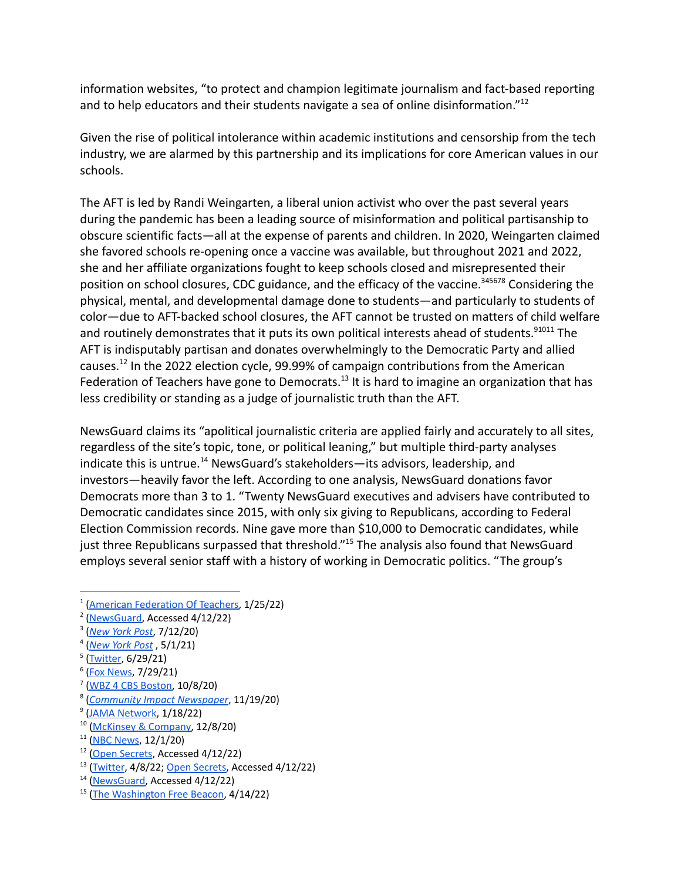information websites, "to protect and champion legitimate journalism and fact-based reporting and to help educators and their students navigate a sea of online disinformation."[12]

Given the rise of political intolerance within academic institutions and censorship from the tech industry, we are alarmed by this partnership and its implications for core American values in our schools.

The AFT is led by Randi Weingarten, a liberal union activist who over the past several years during the pandemic has been a leading source of misinformation and political partisanship to obscure scientific facts—all at the expense of parents and children. In 2020, Weingarten claimed she favored schools re-opening once a vaccine was available, but throughout 2021 and 2022, she and her affiliate organizations fought to keep schools closed and misrepresented their position on school closures, CDC guidance, and the efficacy of the vaccine.[3,4,5,6,7,8] Considering the physical, mental, and developmental damage done to students—and particularly to students of color—due to AFT-backed school closures, the AFT cannot be trusted on matters of child welfare and routinely demonstrates that it puts its own political interests ahead of students.[9,10,11] The AFT is indisputably partisan and donates overwhelmingly to the Democratic Party and allied causes.[12] In the 2022 election cycle, 99.99% of campaign contributions from the American Federation of Teachers have gone to Democrats.[13] It is hard to imagine an organization that has less credibility or standing as a judge of journalistic truth than the AFT.

NewsGuard claims its "apolitical journalistic criteria are applied fairly and accurately to all sites, regardless of the site's topic, tone, or political leaning," but multiple third-party analyses indicate this is untrue.[14] NewsGuard's stakeholders—its advisors, leadership, and investors—heavily favor the left. According to one analysis, NewsGuard donations favor Democrats more than 3 to 1. "Twenty NewsGuard executives and advisers have contributed to Democratic candidates since 2015, with only six giving to Republicans, according to Federal Election Commission records. Nine gave more than $10,000 to Democratic candidates, while just three Republicans surpassed that threshold."[15] The analysis also found that NewsGuard employs several senior staff with a history of working in Democratic politics. "The group's

---

[1] (American Federation Of Teachers, 1/25/22)
[2] (NewsGuard, Accessed 4/12/22)
[3] (*New York Post*, 7/12/20)
[4] (*New York Post* , 5/1/21)
[5] (Twitter, 6/29/21)
[6] (Fox News, 7/29/21)
[7] (WBZ 4 CBS Boston, 10/8/20)
[8] (*Community Impact Newspaper*, 11/19/20)
[9] (JAMA Network, 1/18/22)
[10] (McKinsey & Company, 12/8/20)
[11] (NBC News, 12/1/20)
[12] (Open Secrets, Accessed 4/12/22)
[13] (Twitter, 4/8/22; Open Secrets, Accessed 4/12/22)
[14] (NewsGuard, Accessed 4/12/22)
[15] (The Washington Free Beacon, 4/14/22)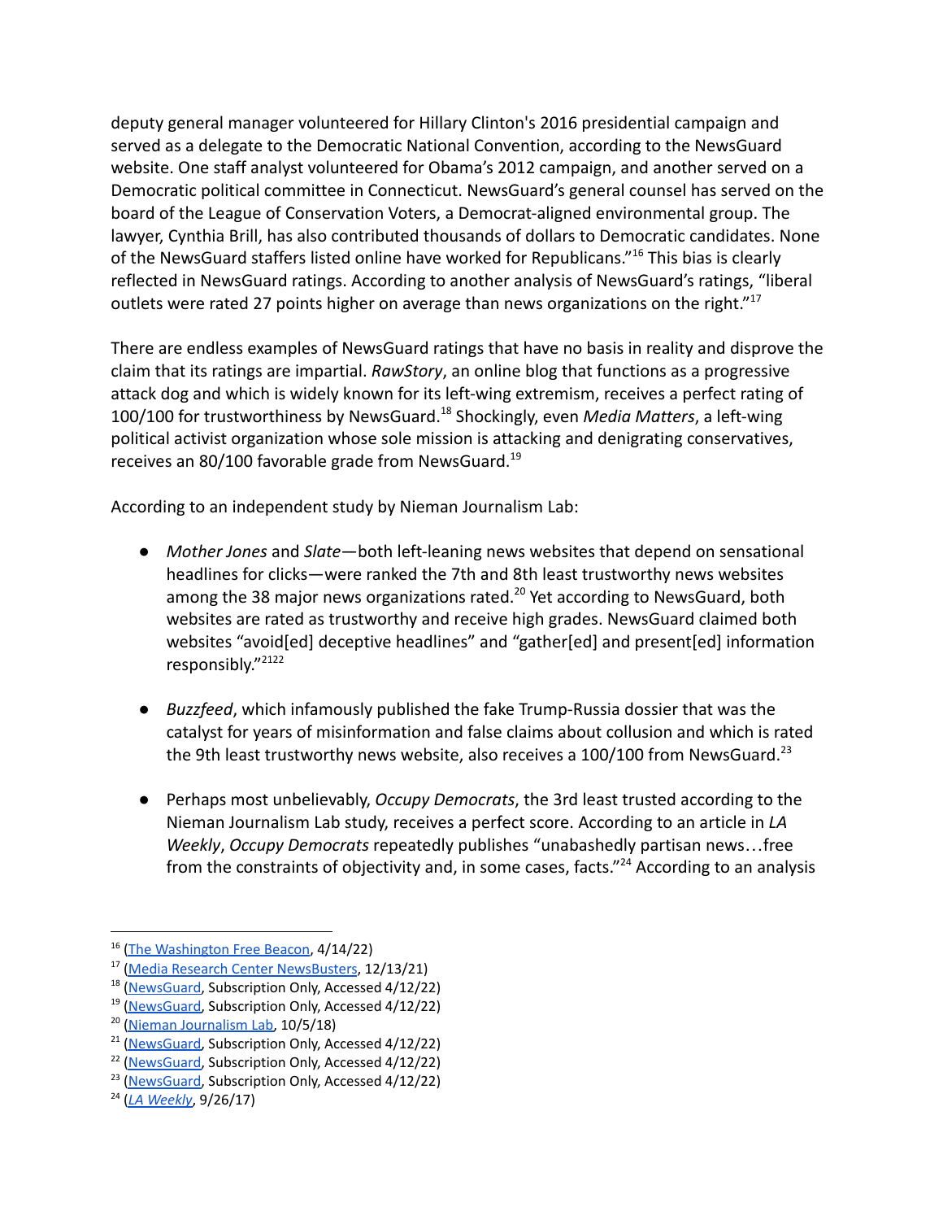deputy general manager volunteered for Hillary Clinton's 2016 presidential campaign and served as a delegate to the Democratic National Convention, according to the NewsGuard website. One staff analyst volunteered for Obama's 2012 campaign, and another served on a Democratic political committee in Connecticut. NewsGuard's general counsel has served on the board of the League of Conservation Voters, a Democrat-aligned environmental group. The lawyer, Cynthia Brill, has also contributed thousands of dollars to Democratic candidates. None of the NewsGuard staffers listed online have worked for Republicans."[16] This bias is clearly reflected in NewsGuard ratings. According to another analysis of NewsGuard's ratings, "liberal outlets were rated 27 points higher on average than news organizations on the right."[17]

There are endless examples of NewsGuard ratings that have no basis in reality and disprove the claim that its ratings are impartial. *RawStory*, an online blog that functions as a progressive attack dog and which is widely known for its left-wing extremism, receives a perfect rating of 100/100 for trustworthiness by NewsGuard.[18] Shockingly, even *Media Matters*, a left-wing political activist organization whose sole mission is attacking and denigrating conservatives, receives an 80/100 favorable grade from NewsGuard.[19]

According to an independent study by Nieman Journalism Lab:

- *Mother Jones* and *Slate*—both left-leaning news websites that depend on sensational headlines for clicks—were ranked the 7th and 8th least trustworthy news websites among the 38 major news organizations rated.[20] Yet according to NewsGuard, both websites are rated as trustworthy and receive high grades. NewsGuard claimed both websites "avoid[ed] deceptive headlines" and "gather[ed] and present[ed] information responsibly."[21][22]

- *Buzzfeed*, which infamously published the fake Trump-Russia dossier that was the catalyst for years of misinformation and false claims about collusion and which is rated the 9th least trustworthy news website, also receives a 100/100 from NewsGuard.[23]

- Perhaps most unbelievably, *Occupy Democrats*, the 3rd least trusted according to the Nieman Journalism Lab study, receives a perfect score. According to an article in *LA Weekly*, *Occupy Democrats* repeatedly publishes "unabashedly partisan news…free from the constraints of objectivity and, in some cases, facts."[24] According to an analysis

---

[16] (The Washington Free Beacon, 4/14/22)
[17] (Media Research Center NewsBusters, 12/13/21)
[18] (NewsGuard, Subscription Only, Accessed 4/12/22)
[19] (NewsGuard, Subscription Only, Accessed 4/12/22)
[20] (Nieman Journalism Lab, 10/5/18)
[21] (NewsGuard, Subscription Only, Accessed 4/12/22)
[22] (NewsGuard, Subscription Only, Accessed 4/12/22)
[23] (NewsGuard, Subscription Only, Accessed 4/12/22)
[24] (*LA Weekly*, 9/26/17)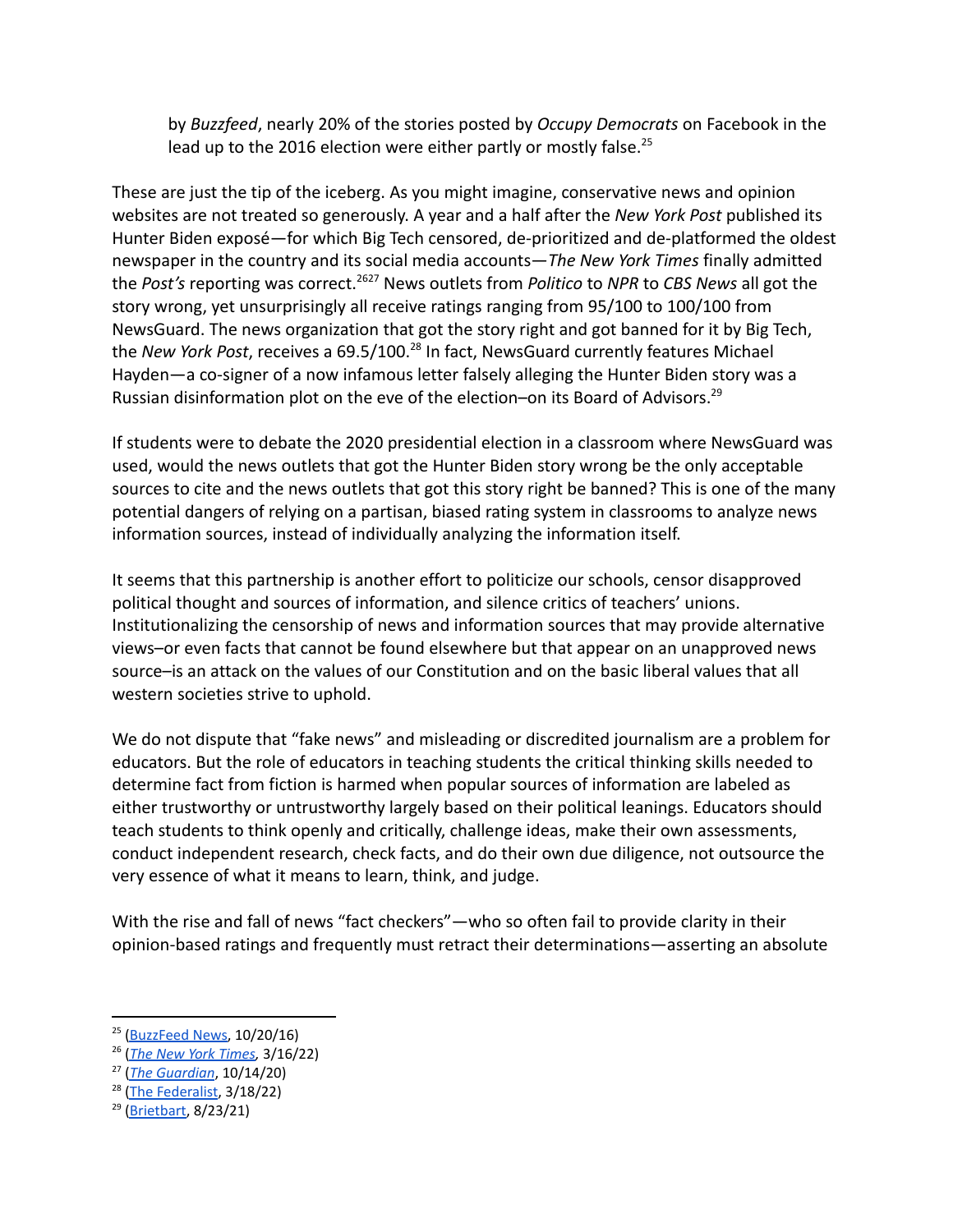by *Buzzfeed*, nearly 20% of the stories posted by *Occupy Democrats* on Facebook in the lead up to the 2016 election were either partly or mostly false.[25]

These are just the tip of the iceberg. As you might imagine, conservative news and opinion websites are not treated so generously. A year and a half after the *New York Post* published its Hunter Biden exposé—for which Big Tech censored, de-prioritized and de-platformed the oldest newspaper in the country and its social media accounts—*The New York Times* finally admitted the *Post's* reporting was correct.[26][27] News outlets from *Politico* to *NPR* to *CBS News* all got the story wrong, yet unsurprisingly all receive ratings ranging from 95/100 to 100/100 from NewsGuard. The news organization that got the story right and got banned for it by Big Tech, the *New York Post*, receives a 69.5/100.[28] In fact, NewsGuard currently features Michael Hayden—a co-signer of a now infamous letter falsely alleging the Hunter Biden story was a Russian disinformation plot on the eve of the election–on its Board of Advisors.[29]

If students were to debate the 2020 presidential election in a classroom where NewsGuard was used, would the news outlets that got the Hunter Biden story wrong be the only acceptable sources to cite and the news outlets that got this story right be banned? This is one of the many potential dangers of relying on a partisan, biased rating system in classrooms to analyze news information sources, instead of individually analyzing the information itself.

It seems that this partnership is another effort to politicize our schools, censor disapproved political thought and sources of information, and silence critics of teachers' unions. Institutionalizing the censorship of news and information sources that may provide alternative views–or even facts that cannot be found elsewhere but that appear on an unapproved news source–is an attack on the values of our Constitution and on the basic liberal values that all western societies strive to uphold.

We do not dispute that "fake news" and misleading or discredited journalism are a problem for educators. But the role of educators in teaching students the critical thinking skills needed to determine fact from fiction is harmed when popular sources of information are labeled as either trustworthy or untrustworthy largely based on their political leanings. Educators should teach students to think openly and critically, challenge ideas, make their own assessments, conduct independent research, check facts, and do their own due diligence, not outsource the very essence of what it means to learn, think, and judge.

With the rise and fall of news "fact checkers"—who so often fail to provide clarity in their opinion-based ratings and frequently must retract their determinations—asserting an absolute

---

[25] (BuzzFeed News, 10/20/16)

[26] (*The New York Times*, 3/16/22)

[27] (*The Guardian*, 10/14/20)

[28] (The Federalist, 3/18/22)

[29] (Brietbart, 8/23/21)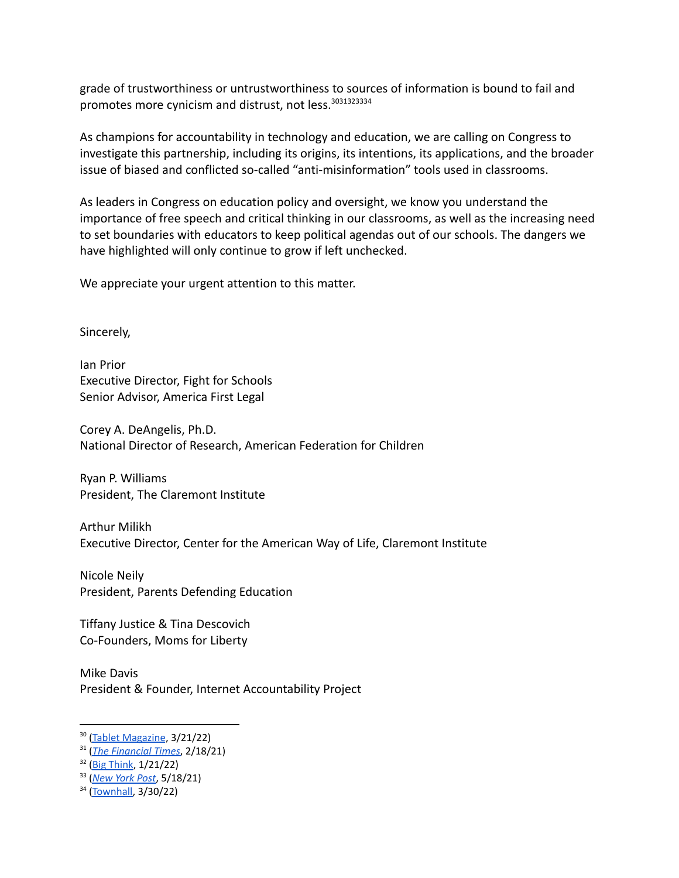grade of trustworthiness or untrustworthiness to sources of information is bound to fail and promotes more cynicism and distrust, not less.[30][31][32][33][34]

As champions for accountability in technology and education, we are calling on Congress to investigate this partnership, including its origins, its intentions, its applications, and the broader issue of biased and conflicted so-called "anti-misinformation" tools used in classrooms.

As leaders in Congress on education policy and oversight, we know you understand the importance of free speech and critical thinking in our classrooms, as well as the increasing need to set boundaries with educators to keep political agendas out of our schools. The dangers we have highlighted will only continue to grow if left unchecked.

We appreciate your urgent attention to this matter.

Sincerely,

Ian Prior
Executive Director, Fight for Schools
Senior Advisor, America First Legal

Corey A. DeAngelis, Ph.D.
National Director of Research, American Federation for Children

Ryan P. Williams
President, The Claremont Institute

Arthur Milikh
Executive Director, Center for the American Way of Life, Claremont Institute

Nicole Neily
President, Parents Defending Education

Tiffany Justice & Tina Descovich
Co-Founders, Moms for Liberty

Mike Davis
President & Founder, Internet Accountability Project

---

[30] (Tablet Magazine, 3/21/22)
[31] (*The Financial Times*, 2/18/21)
[32] (Big Think, 1/21/22)
[33] (*New York Post*, 5/18/21)
[34] (Townhall, 3/30/22)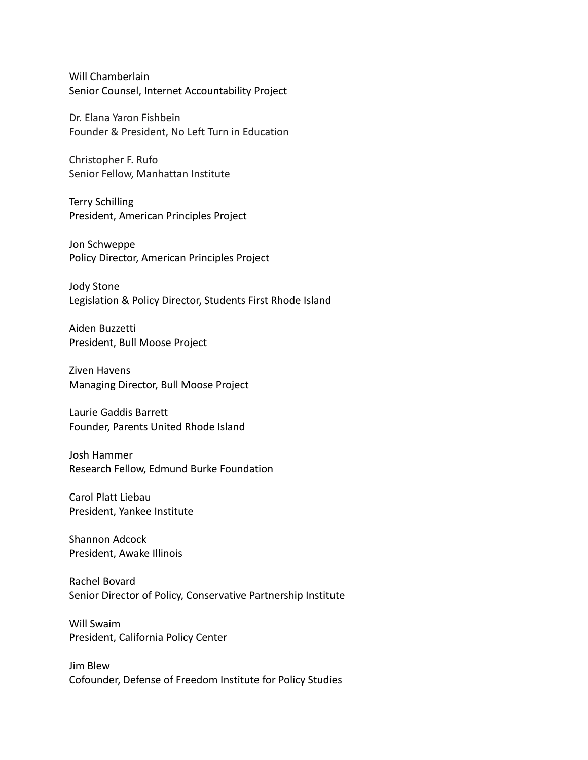Will Chamberlain
Senior Counsel, Internet Accountability Project

Dr. Elana Yaron Fishbein
Founder & President, No Left Turn in Education

Christopher F. Rufo
Senior Fellow, Manhattan Institute

Terry Schilling
President, American Principles Project

Jon Schweppe
Policy Director, American Principles Project

Jody Stone
Legislation & Policy Director, Students First Rhode Island

Aiden Buzzetti
President, Bull Moose Project

Ziven Havens
Managing Director, Bull Moose Project

Laurie Gaddis Barrett
Founder, Parents United Rhode Island

Josh Hammer
Research Fellow, Edmund Burke Foundation

Carol Platt Liebau
President, Yankee Institute

Shannon Adcock
President, Awake Illinois

Rachel Bovard
Senior Director of Policy, Conservative Partnership Institute

Will Swaim
President, California Policy Center

Jim Blew
Cofounder, Defense of Freedom Institute for Policy Studies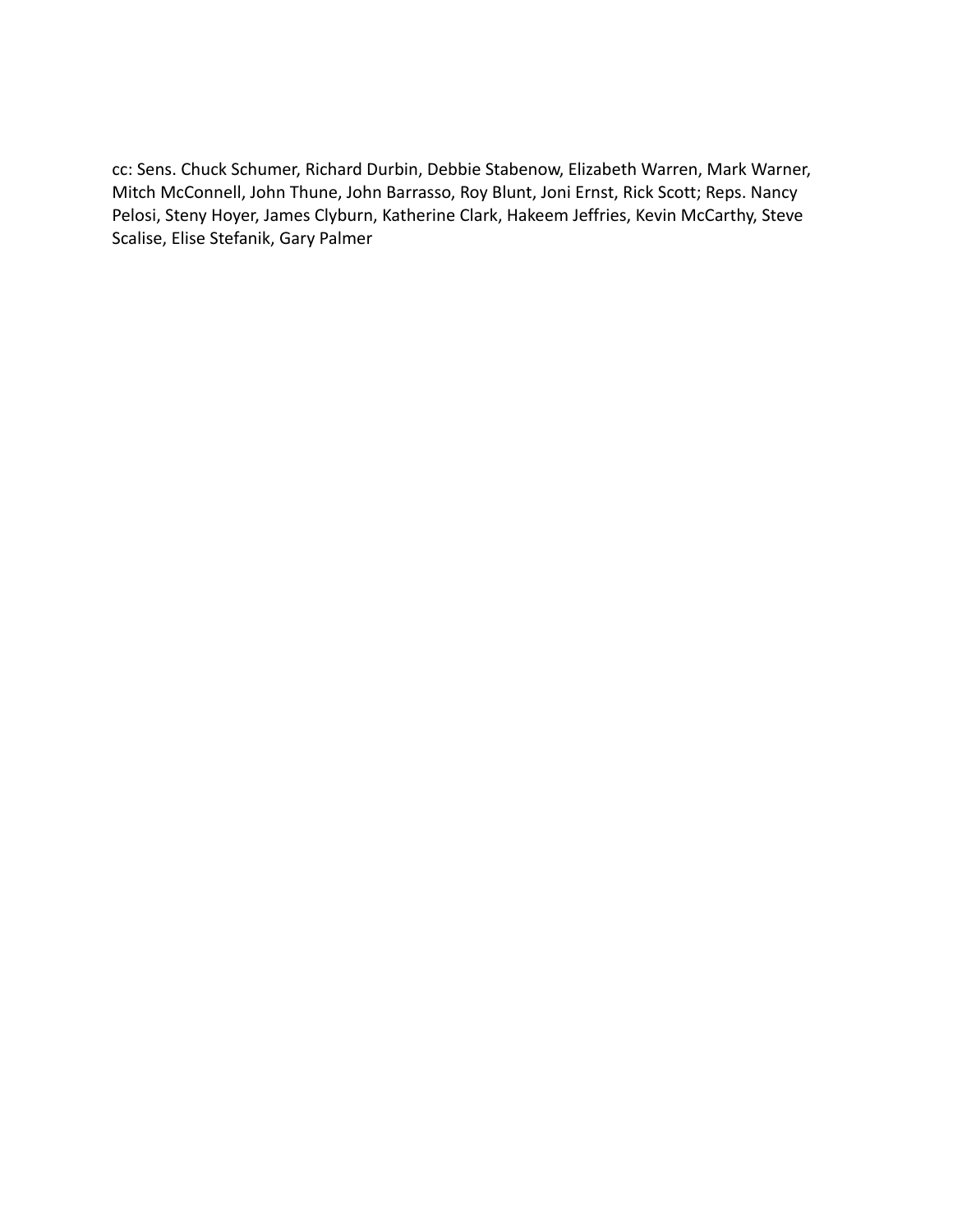cc: Sens. Chuck Schumer, Richard Durbin, Debbie Stabenow, Elizabeth Warren, Mark Warner, Mitch McConnell, John Thune, John Barrasso, Roy Blunt, Joni Ernst, Rick Scott; Reps. Nancy Pelosi, Steny Hoyer, James Clyburn, Katherine Clark, Hakeem Jeffries, Kevin McCarthy, Steve Scalise, Elise Stefanik, Gary Palmer